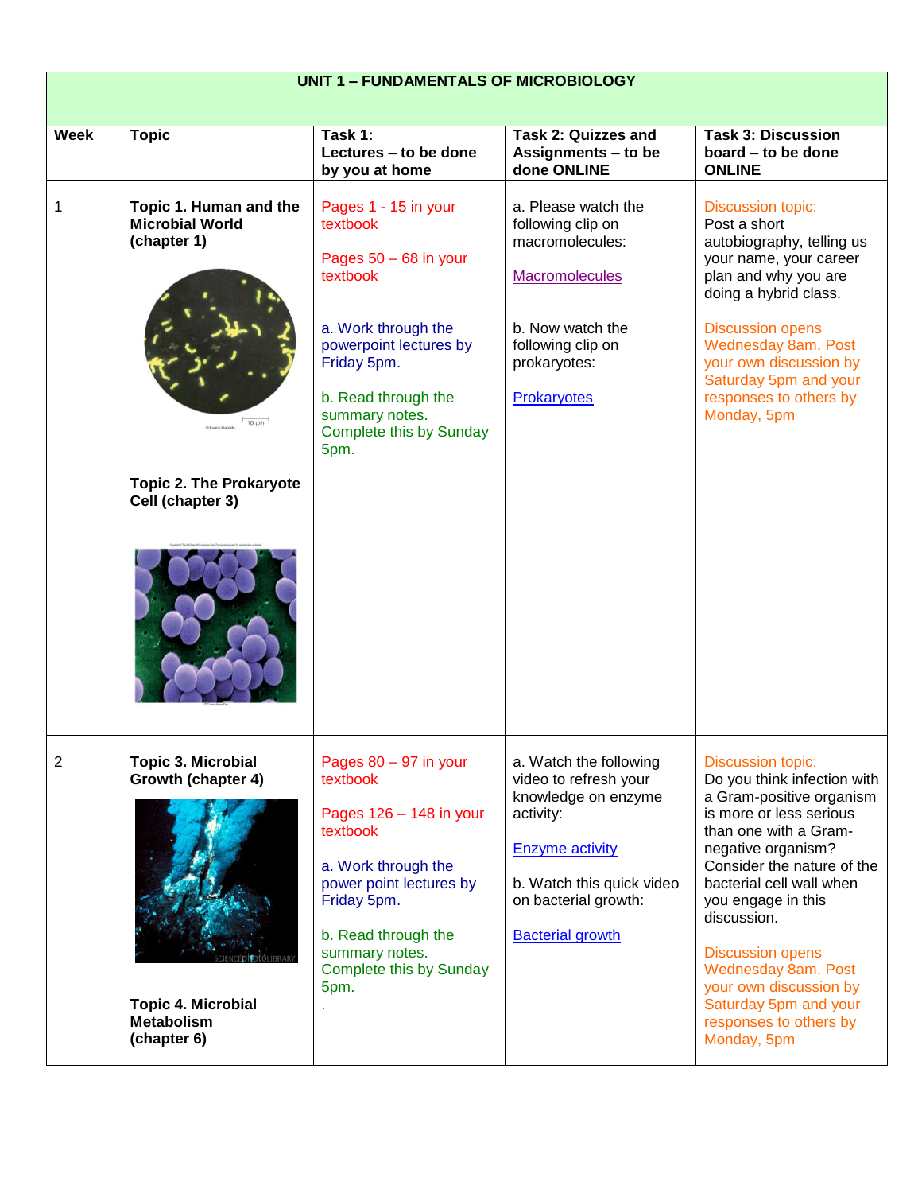| UNIT 1 – FUNDAMENTALS OF MICROBIOLOGY | | | | |
|---|---|---|---|---|
| **Week** | **Topic** | **Task 1: Lectures – to be done by you at home** | **Task 2: Quizzes and Assignments – to be done ONLINE** | **Task 3: Discussion board – to be done ONLINE** |
| 1 | **Topic 1. Human and the Microbial World (chapter 1)**<br><br>**Topic 2. The Prokaryote Cell (chapter 3)** | Pages 1 - 15 in your textbook<br><br>Pages 50 – 68 in your textbook<br><br>a. Work through the powerpoint lectures by Friday 5pm.<br><br>b. Read through the summary notes. Complete this by Sunday 5pm. | a. Please watch the following clip on macromolecules:<br><br>Macromolecules<br><br>b. Now watch the following clip on prokaryotes:<br><br>Prokaryotes | Discussion topic:<br>Post a short autobiography, telling us your name, your career plan and why you are doing a hybrid class.<br><br>Discussion opens Wednesday 8am. Post your own discussion by Saturday 5pm and your responses to others by Monday, 5pm |
| 2 | **Topic 3. Microbial Growth (chapter 4)**<br><br>**Topic 4. Microbial Metabolism (chapter 6)** | Pages 80 – 97 in your textbook<br><br>Pages 126 – 148 in your textbook<br><br>a. Work through the power point lectures by Friday 5pm.<br><br>b. Read through the summary notes. Complete this by Sunday 5pm.<br>. | a. Watch the following video to refresh your knowledge on enzyme activity:<br><br>Enzyme activity<br><br>b. Watch this quick video on bacterial growth:<br><br>Bacterial growth | Discussion topic:<br>Do you think infection with a Gram-positive organism is more or less serious than one with a Gram-negative organism? Consider the nature of the bacterial cell wall when you engage in this discussion.<br><br>Discussion opens Wednesday 8am. Post your own discussion by Saturday 5pm and your responses to others by Monday, 5pm |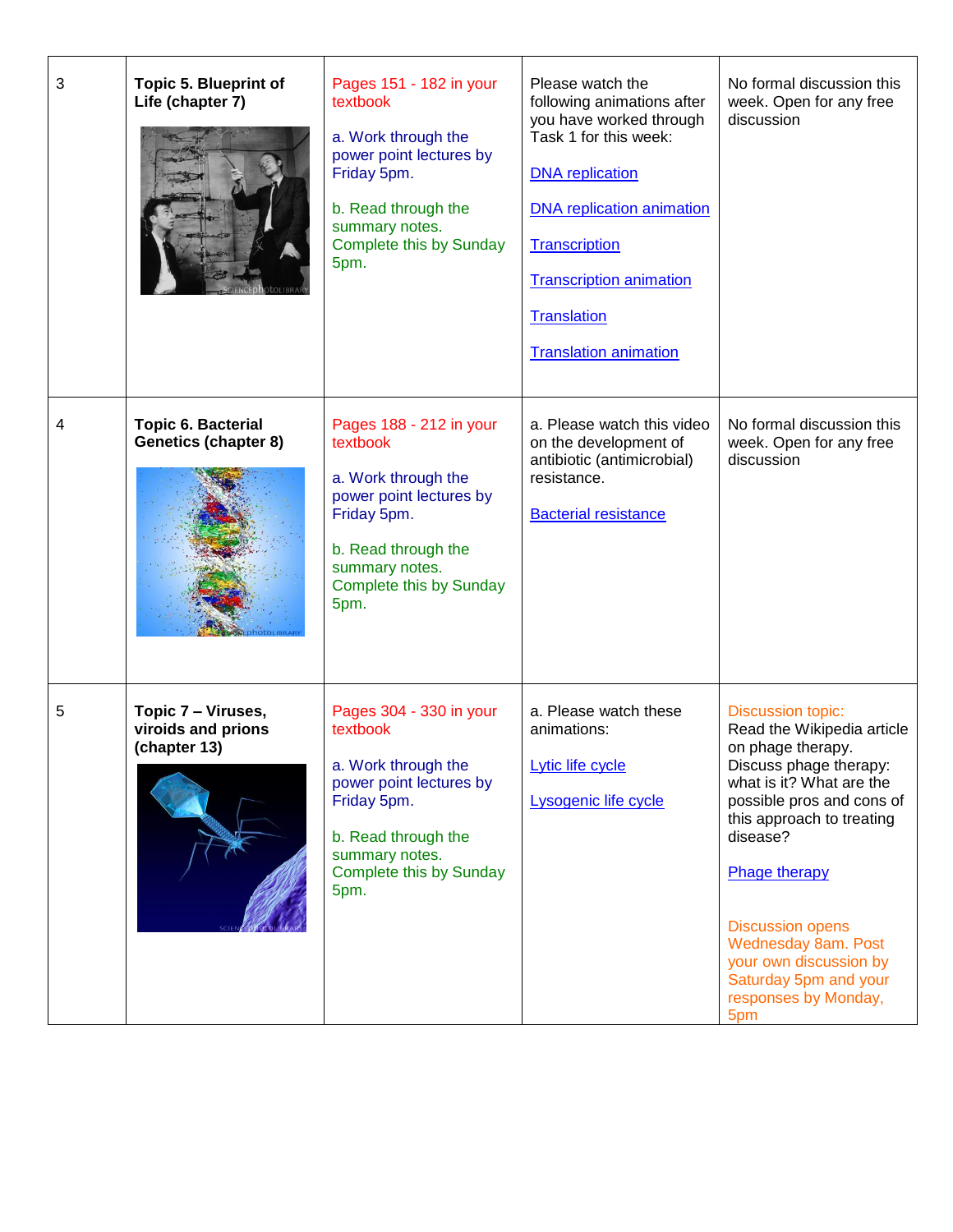| | | | | |
|---|---|---|---|---|
| 3 | **Topic 5. Blueprint of Life (chapter 7)** | Pages 151 - 182 in your textbook<br><br>a. Work through the power point lectures by Friday 5pm.<br><br>b. Read through the summary notes. Complete this by Sunday 5pm. | Please watch the following animations after you have worked through Task 1 for this week:<br><br>DNA replication<br><br>DNA replication animation<br><br>Transcription<br><br>Transcription animation<br><br>Translation<br><br>Translation animation | No formal discussion this week. Open for any free discussion |
| 4 | **Topic 6. Bacterial Genetics (chapter 8)** | Pages 188 - 212 in your textbook<br><br>a. Work through the power point lectures by Friday 5pm.<br><br>b. Read through the summary notes. Complete this by Sunday 5pm. | a. Please watch this video on the development of antibiotic (antimicrobial) resistance.<br><br>Bacterial resistance | No formal discussion this week. Open for any free discussion |
| 5 | **Topic 7 – Viruses, viroids and prions (chapter 13)** | Pages 304 - 330 in your textbook<br><br>a. Work through the power point lectures by Friday 5pm.<br><br>b. Read through the summary notes. Complete this by Sunday 5pm. | a. Please watch these animations:<br><br>Lytic life cycle<br><br>Lysogenic life cycle | Discussion topic:<br>Read the Wikipedia article on phage therapy. Discuss phage therapy: what is it? What are the possible pros and cons of this approach to treating disease?<br><br>Phage therapy<br><br>Discussion opens Wednesday 8am. Post your own discussion by Saturday 5pm and your responses by Monday, 5pm |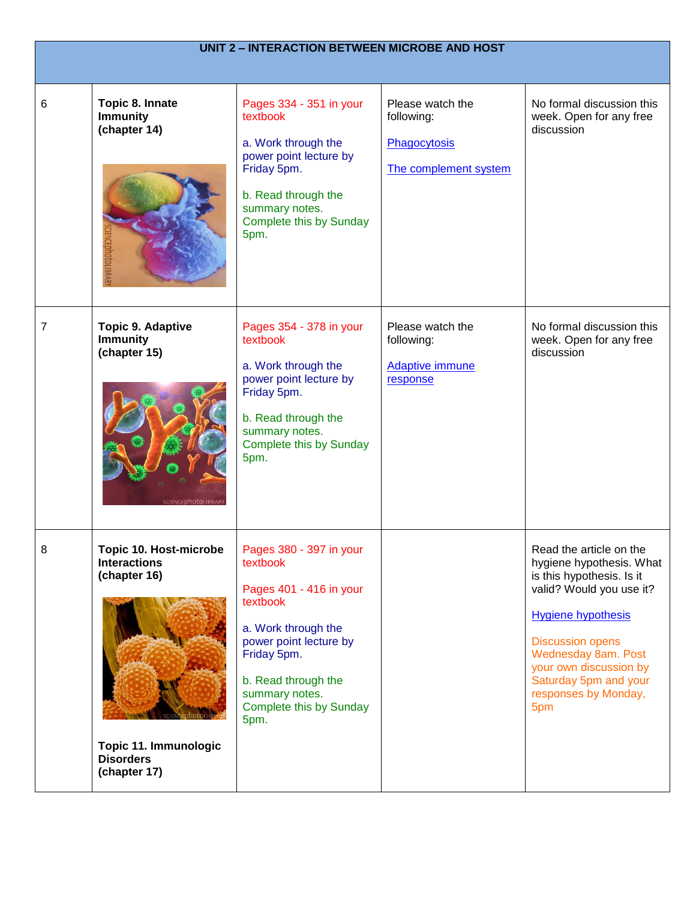| UNIT 2 – INTERACTION BETWEEN MICROBE AND HOST | | | | |
|---|---|---|---|---|
| 6 | **Topic 8. Innate Immunity (chapter 14)** | Pages 334 - 351 in your textbook<br><br>a. Work through the power point lecture by Friday 5pm.<br><br>b. Read through the summary notes. Complete this by Sunday 5pm. | Please watch the following:<br><br>Phagocytosis<br><br>The complement system | No formal discussion this week. Open for any free discussion |
| 7 | **Topic 9. Adaptive Immunity (chapter 15)** | Pages 354 - 378 in your textbook<br><br>a. Work through the power point lecture by Friday 5pm.<br><br>b. Read through the summary notes. Complete this by Sunday 5pm. | Please watch the following:<br><br>Adaptive immune response | No formal discussion this week. Open for any free discussion |
| 8 | **Topic 10. Host-microbe Interactions (chapter 16)**<br><br>**Topic 11. Immunologic Disorders (chapter 17)** | Pages 380 - 397 in your textbook<br><br>Pages 401 - 416 in your textbook<br><br>a. Work through the power point lecture by Friday 5pm.<br><br>b. Read through the summary notes. Complete this by Sunday 5pm. | | Read the article on the hygiene hypothesis. What is this hypothesis. Is it valid? Would you use it?<br><br>Hygiene hypothesis<br><br>Discussion opens Wednesday 8am. Post your own discussion by Saturday 5pm and your responses by Monday, 5pm |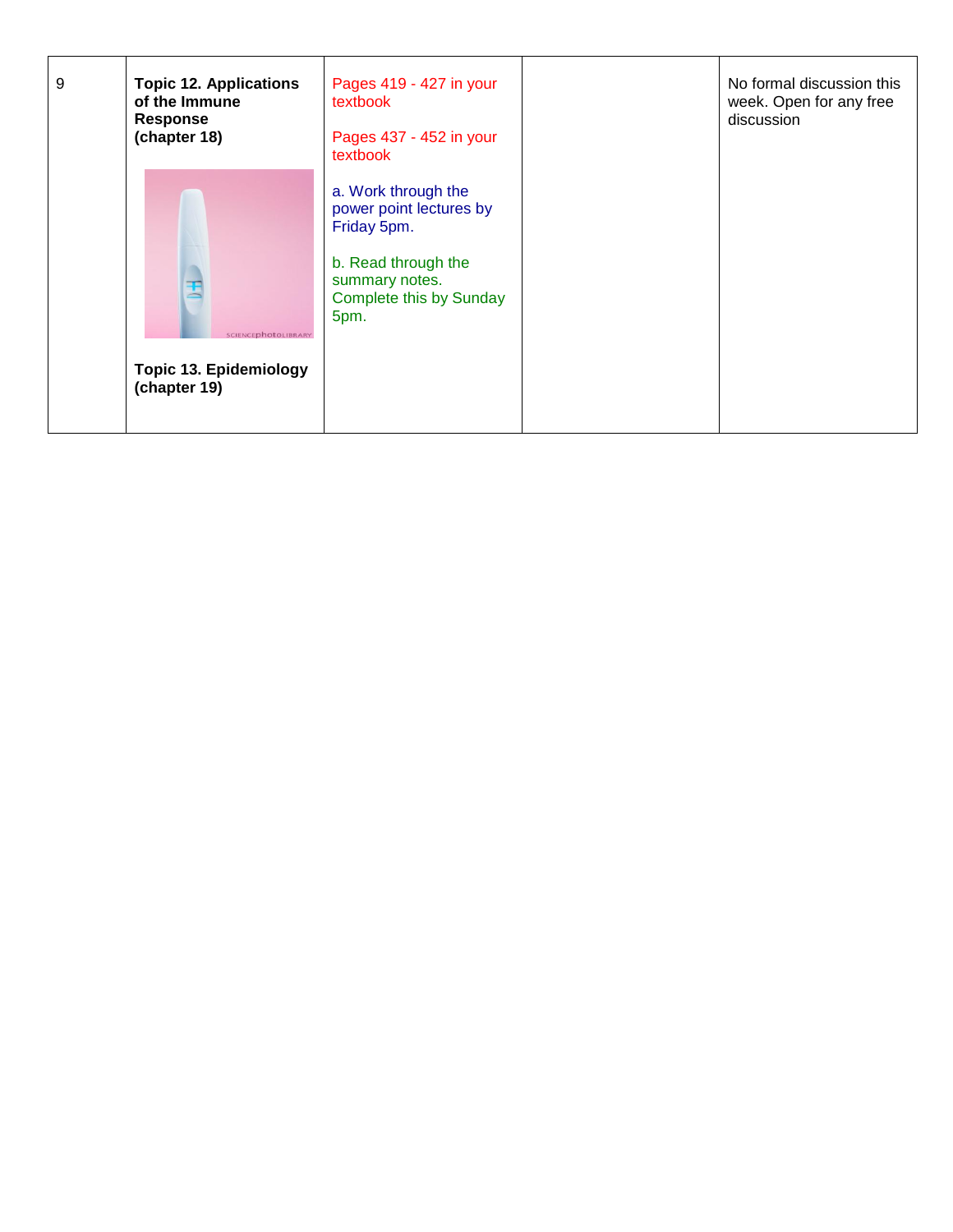| 9 | **Topic 12. Applications of the Immune Response (chapter 18)**<br><br>**Topic 13. Epidemiology (chapter 19)** | Pages 419 - 427 in your textbook<br><br>Pages 437 - 452 in your textbook<br><br>a. Work through the power point lectures by Friday 5pm.<br><br>b. Read through the summary notes. Complete this by Sunday 5pm. | | No formal discussion this week. Open for any free discussion |
|---|---|---|---|---|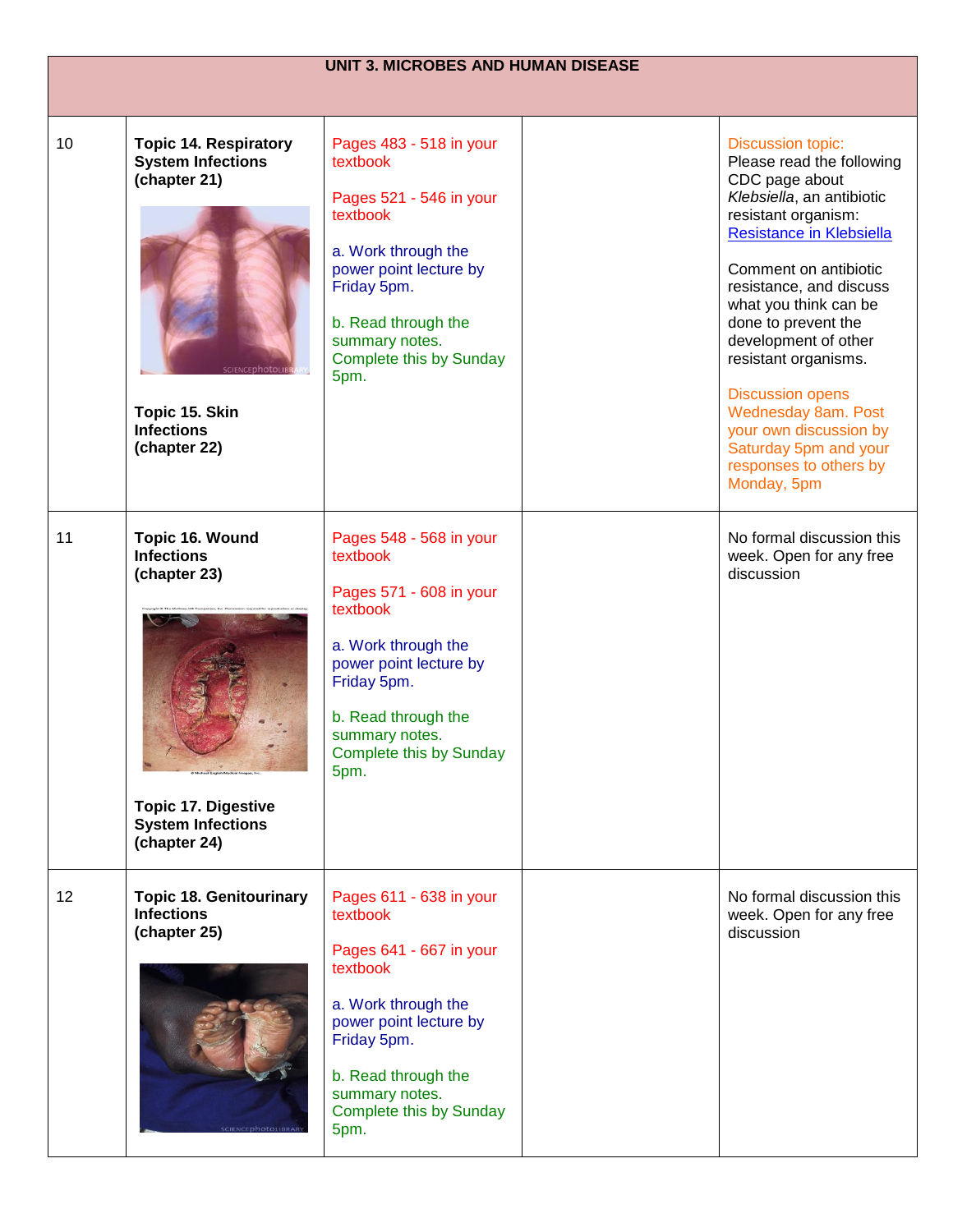| UNIT 3. MICROBES AND HUMAN DISEASE | | | | |
|---|---|---|---|---|
| 10 | **Topic 14. Respiratory System Infections (chapter 21)**<br><br>**Topic 15. Skin Infections (chapter 22)** | Pages 483 - 518 in your textbook<br><br>Pages 521 - 546 in your textbook<br><br>a. Work through the power point lecture by Friday 5pm.<br><br>b. Read through the summary notes. Complete this by Sunday 5pm. | | Discussion topic:<br>Please read the following CDC page about *Klebsiella*, an antibiotic resistant organism: Resistance in Klebsiella<br><br>Comment on antibiotic resistance, and discuss what you think can be done to prevent the development of other resistant organisms.<br><br>Discussion opens Wednesday 8am. Post your own discussion by Saturday 5pm and your responses to others by Monday, 5pm |
| 11 | **Topic 16. Wound Infections (chapter 23)**<br><br>**Topic 17. Digestive System Infections (chapter 24)** | Pages 548 - 568 in your textbook<br><br>Pages 571 - 608 in your textbook<br><br>a. Work through the power point lecture by Friday 5pm.<br><br>b. Read through the summary notes. Complete this by Sunday 5pm. | | No formal discussion this week. Open for any free discussion |
| 12 | **Topic 18. Genitourinary Infections (chapter 25)** | Pages 611 - 638 in your textbook<br><br>Pages 641 - 667 in your textbook<br><br>a. Work through the power point lecture by Friday 5pm.<br><br>b. Read through the summary notes. Complete this by Sunday 5pm. | | No formal discussion this week. Open for any free discussion |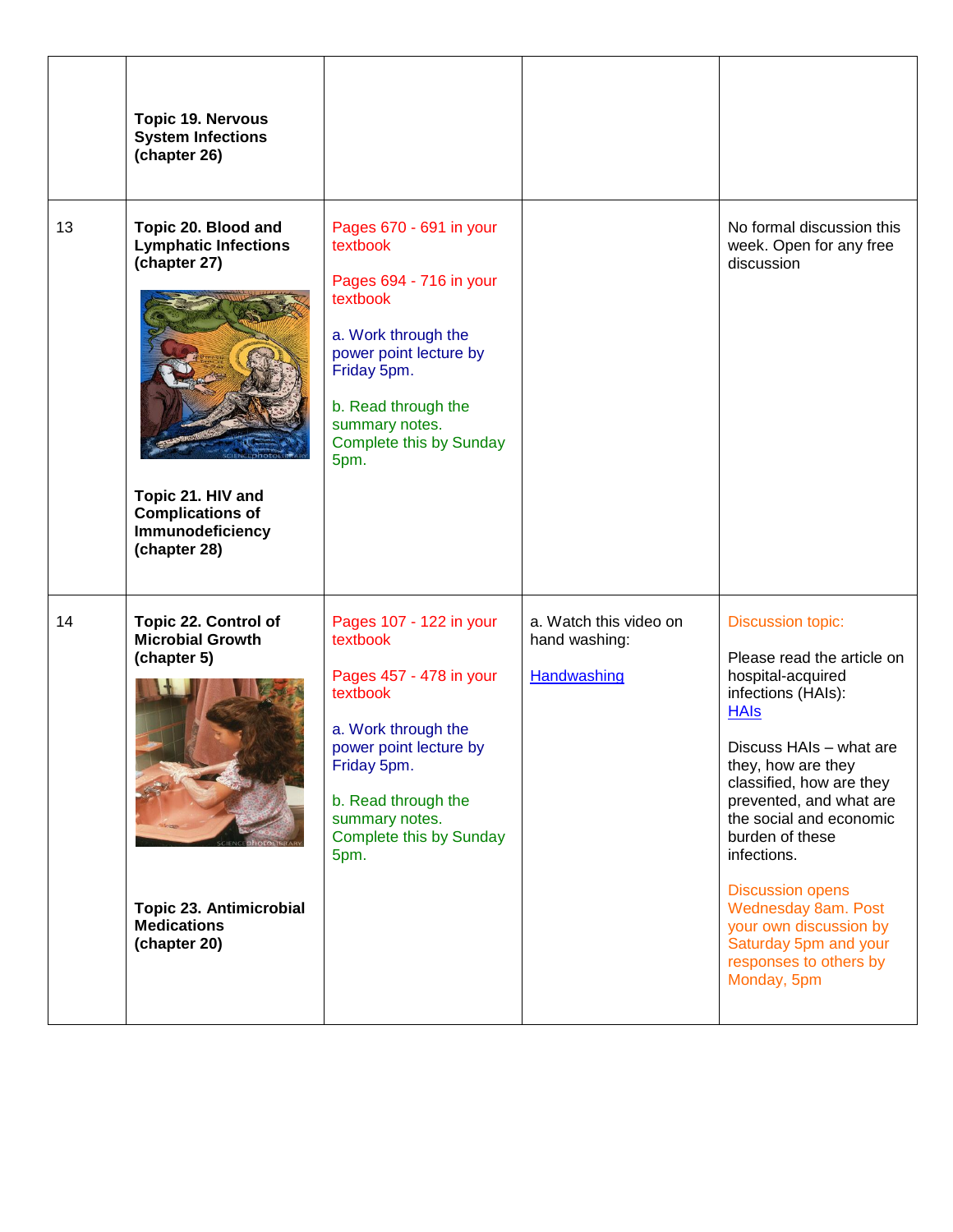| | | | | |
|---|---|---|---|---|
| | **Topic 19. Nervous System Infections (chapter 26)** | | | |
| 13 | **Topic 20. Blood and Lymphatic Infections (chapter 27)**<br><br>**Topic 21. HIV and Complications of Immunodeficiency (chapter 28)** | Pages 670 - 691 in your textbook<br><br>Pages 694 - 716 in your textbook<br><br>a. Work through the power point lecture by Friday 5pm.<br><br>b. Read through the summary notes. Complete this by Sunday 5pm. | | No formal discussion this week. Open for any free discussion |
| 14 | **Topic 22. Control of Microbial Growth (chapter 5)**<br><br>**Topic 23. Antimicrobial Medications (chapter 20)** | Pages 107 - 122 in your textbook<br><br>Pages 457 - 478 in your textbook<br><br>a. Work through the power point lecture by Friday 5pm.<br><br>b. Read through the summary notes. Complete this by Sunday 5pm. | a. Watch this video on hand washing:<br><br>Handwashing | Discussion topic:<br><br>Please read the article on hospital-acquired infections (HAIs): HAIs<br><br>Discuss HAIs – what are they, how are they classified, how are they prevented, and what are the social and economic burden of these infections.<br><br>Discussion opens Wednesday 8am. Post your own discussion by Saturday 5pm and your responses to others by Monday, 5pm |